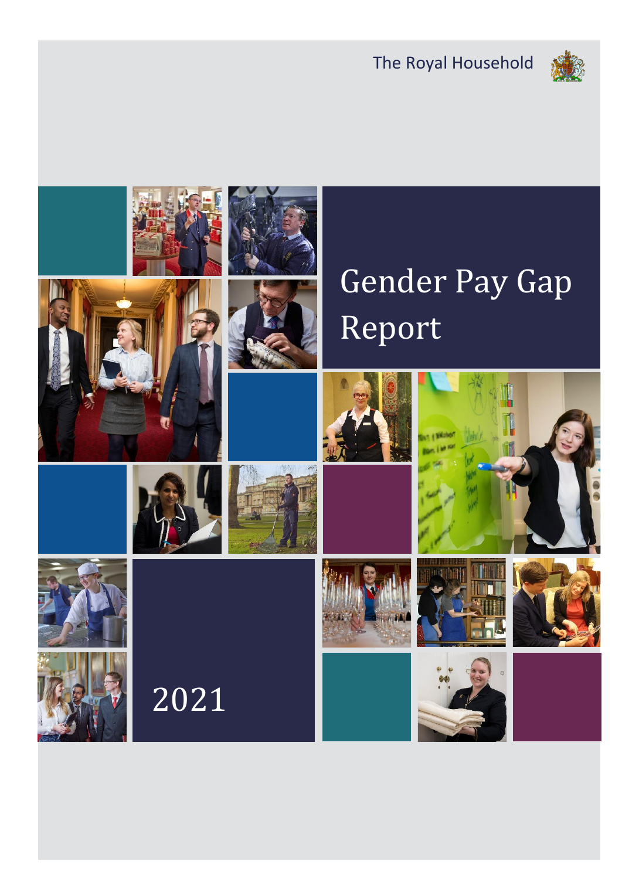The Royal Household

# Gender Pay Gap Report

2021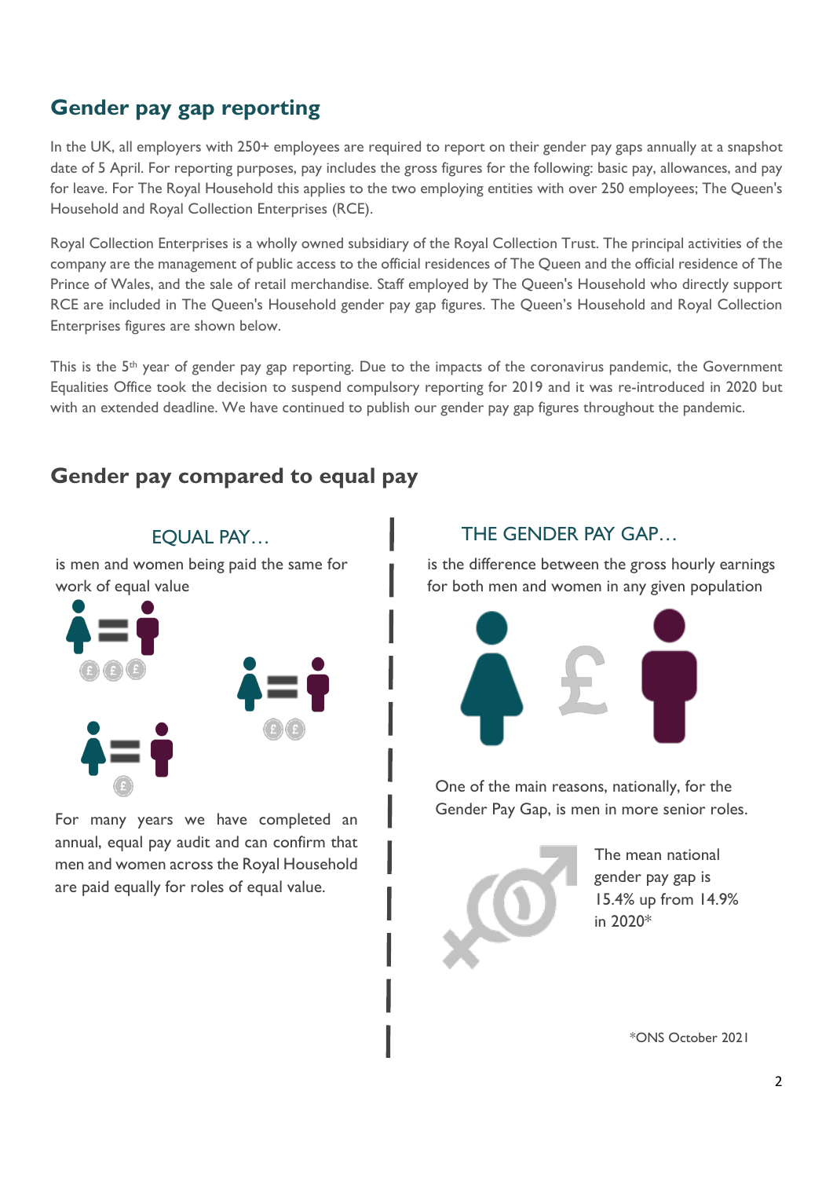## Gender pay gap reporting

In the UK, all employers with 250+ employees are required to report on their gender pay gaps annually at a snapshot date of 5 April. For reporting purposes, pay includes the gross figures for the following: basic pay, allowances, and pay for leave. For The Royal Household this applies to the two employing entities with over 250 employees; The Queen's Household and Royal Collection Enterprises (RCE).

Royal Collection Enterprises is a wholly owned subsidiary of the Royal Collection Trust. The principal activities of the company are the management of public access to the official residences of The Queen and the official residence of The Prince of Wales, and the sale of retail merchandise. Staff employed by The Queen's Household who directly support RCE are included in The Queen's Household gender pay gap figures. The Queen's Household and Royal Collection Enterprises figures are shown below.

This is the 5th year of gender pay gap reporting. Due to the impacts of the coronavirus pandemic, the Government Equalities Office took the decision to suspend compulsory reporting for 2019 and it was re-introduced in 2020 but with an extended deadline. We have continued to publish our gender pay gap figures throughout the pandemic.

## Gender pay compared to equal pay

### EQUAL PAY…

is men and women being paid the same for work of equal value

For many years we have completed an annual, equal pay audit and can confirm that men and women across the Royal Household are paid equally for roles of equal value.

### THE GENDER PAY GAP…

is the difference between the gross hourly earnings for both men and women in any given population

One of the main reasons, nationally, for the Gender Pay Gap, is men in more senior roles.

The mean national gender pay gap is 15.4% up from 14.9% in 2020*

*ONS October 2021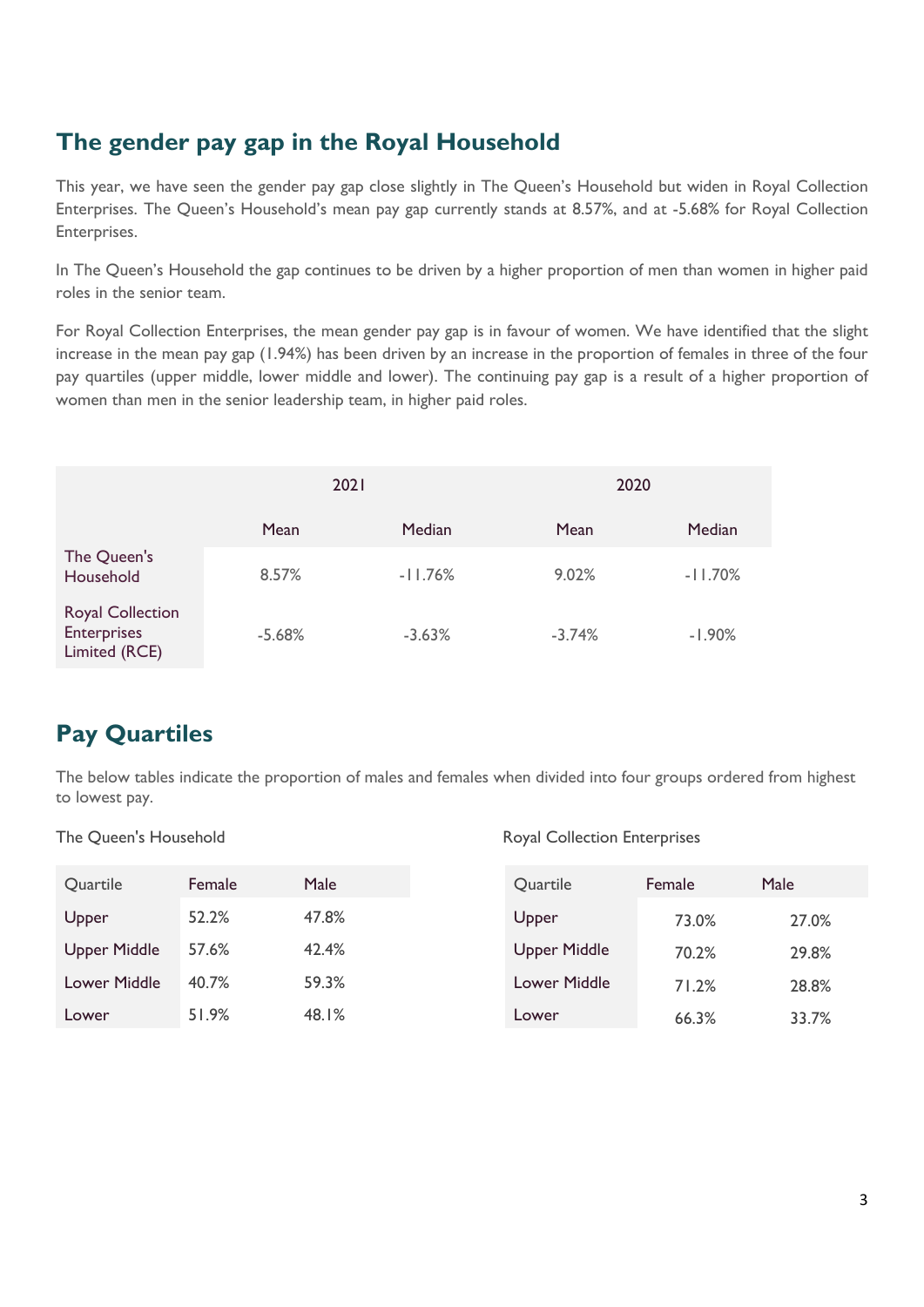## The gender pay gap in the Royal Household

This year, we have seen the gender pay gap close slightly in The Queen's Household but widen in Royal Collection Enterprises. The Queen's Household's mean pay gap currently stands at 8.57%, and at -5.68% for Royal Collection Enterprises.

In The Queen's Household the gap continues to be driven by a higher proportion of men than women in higher paid roles in the senior team.

For Royal Collection Enterprises, the mean gender pay gap is in favour of women. We have identified that the slight increase in the mean pay gap (1.94%) has been driven by an increase in the proportion of females in three of the four pay quartiles (upper middle, lower middle and lower). The continuing pay gap is a result of a higher proportion of women than men in the senior leadership team, in higher paid roles.

| | 2021 | | 2020 | |
|---|---|---|---|---|
| | Mean | Median | Mean | Median |
| The Queen's Household | 8.57% | -11.76% | 9.02% | -11.70% |
| Royal Collection Enterprises Limited (RCE) | -5.68% | -3.63% | -3.74% | -1.90% |

## Pay Quartiles

The below tables indicate the proportion of males and females when divided into four groups ordered from highest to lowest pay.

The Queen's Household

| Quartile | Female | Male |
|---|---|---|
| Upper | 52.2% | 47.8% |
| Upper Middle | 57.6% | 42.4% |
| Lower Middle | 40.7% | 59.3% |
| Lower | 51.9% | 48.1% |

Royal Collection Enterprises

| Quartile | Female | Male |
|---|---|---|
| Upper | 73.0% | 27.0% |
| Upper Middle | 70.2% | 29.8% |
| Lower Middle | 71.2% | 28.8% |
| Lower | 66.3% | 33.7% |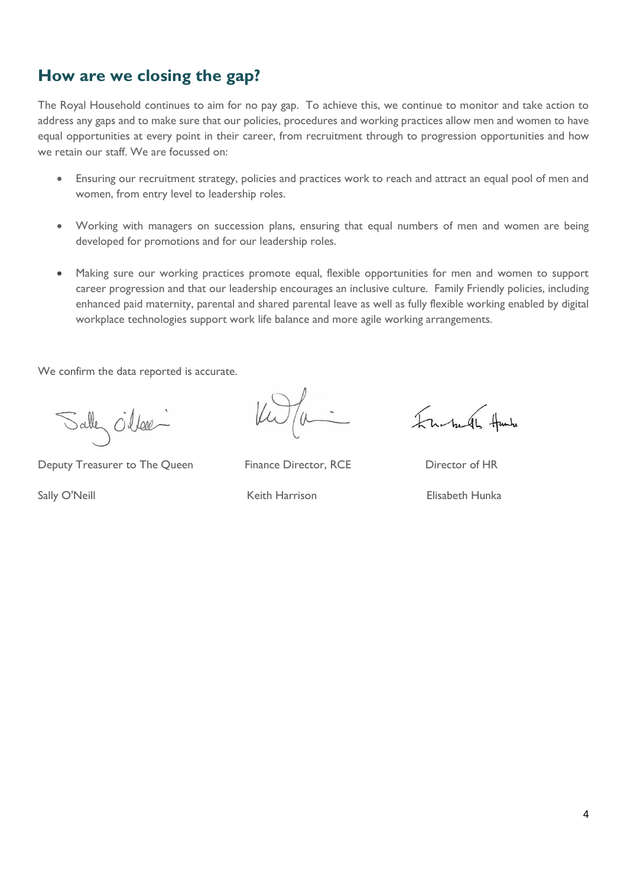## How are we closing the gap?

The Royal Household continues to aim for no pay gap. To achieve this, we continue to monitor and take action to address any gaps and to make sure that our policies, procedures and working practices allow men and women to have equal opportunities at every point in their career, from recruitment through to progression opportunities and how we retain our staff. We are focussed on:

- Ensuring our recruitment strategy, policies and practices work to reach and attract an equal pool of men and women, from entry level to leadership roles.
- Working with managers on succession plans, ensuring that equal numbers of men and women are being developed for promotions and for our leadership roles.
- Making sure our working practices promote equal, flexible opportunities for men and women to support career progression and that our leadership encourages an inclusive culture. Family Friendly policies, including enhanced paid maternity, parental and shared parental leave as well as fully flexible working enabled by digital workplace technologies support work life balance and more agile working arrangements.

We confirm the data reported is accurate.

| | | |
|---|---|---|
| Deputy Treasurer to The Queen | Finance Director, RCE | Director of HR |
| Sally O'Neill | Keith Harrison | Elisabeth Hunka |